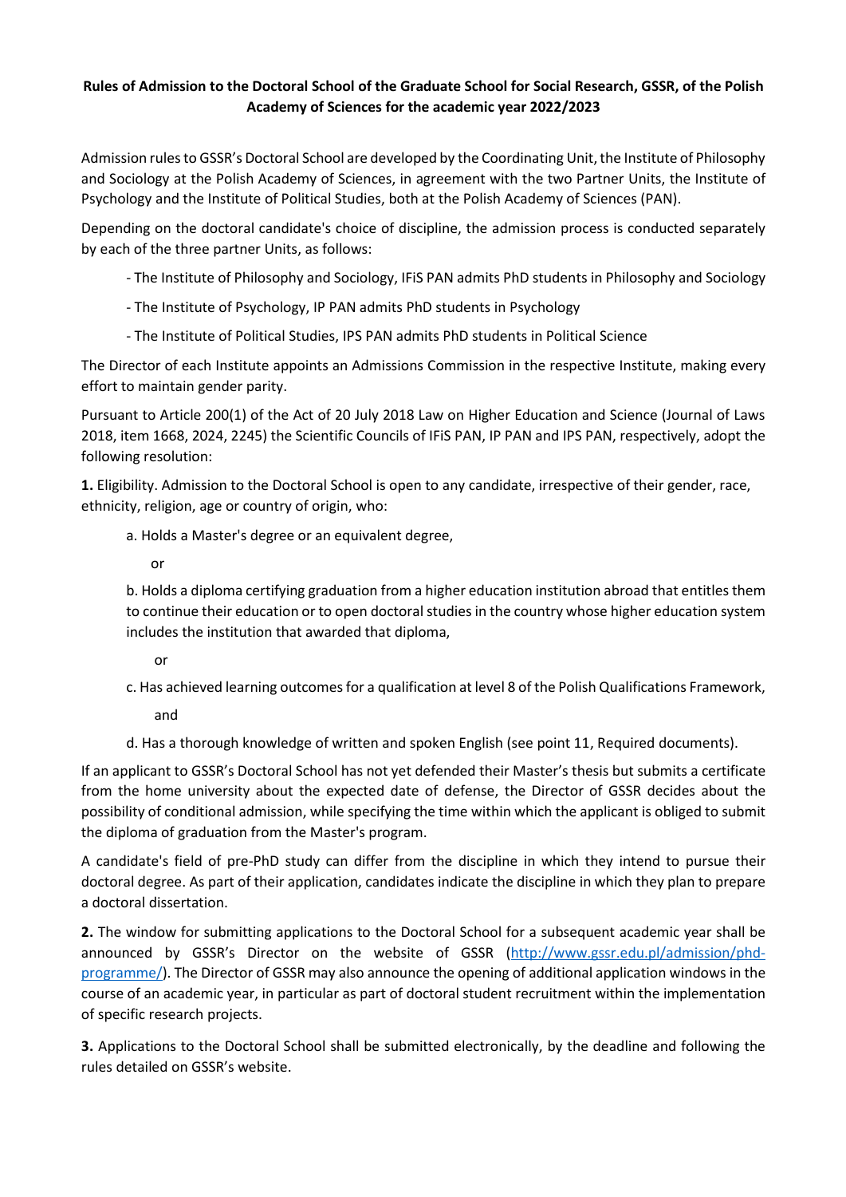**Rules of Admission to the Doctoral School of the Graduate School for Social Research, GSSR, of the Polish Academy of Sciences for the academic year 2022/2023**

Admission rules to GSSR's Doctoral School are developed by the Coordinating Unit, the Institute of Philosophy and Sociology at the Polish Academy of Sciences, in agreement with the two Partner Units, the Institute of Psychology and the Institute of Political Studies, both at the Polish Academy of Sciences (PAN).

Depending on the doctoral candidate's choice of discipline, the admission process is conducted separately by each of the three partner Units, as follows:

- The Institute of Philosophy and Sociology, IFiS PAN admits PhD students in Philosophy and Sociology
- The Institute of Psychology, IP PAN admits PhD students in Psychology
- The Institute of Political Studies, IPS PAN admits PhD students in Political Science

The Director of each Institute appoints an Admissions Commission in the respective Institute, making every effort to maintain gender parity.

Pursuant to Article 200(1) of the Act of 20 July 2018 Law on Higher Education and Science (Journal of Laws 2018, item 1668, 2024, 2245) the Scientific Councils of IFiS PAN, IP PAN and IPS PAN, respectively, adopt the following resolution:

**1.** Eligibility. Admission to the Doctoral School is open to any candidate, irrespective of their gender, race, ethnicity, religion, age or country of origin, who:

a. Holds a Master's degree or an equivalent degree,

or

b. Holds a diploma certifying graduation from a higher education institution abroad that entitles them to continue their education or to open doctoral studies in the country whose higher education system includes the institution that awarded that diploma,

or

c. Has achieved learning outcomes for a qualification at level 8 of the Polish Qualifications Framework,

and

d. Has a thorough knowledge of written and spoken English (see point 11, Required documents).

If an applicant to GSSR's Doctoral School has not yet defended their Master's thesis but submits a certificate from the home university about the expected date of defense, the Director of GSSR decides about the possibility of conditional admission, while specifying the time within which the applicant is obliged to submit the diploma of graduation from the Master's program.

A candidate's field of pre-PhD study can differ from the discipline in which they intend to pursue their doctoral degree. As part of their application, candidates indicate the discipline in which they plan to prepare a doctoral dissertation.

**2.** The window for submitting applications to the Doctoral School for a subsequent academic year shall be announced by GSSR's Director on the website of GSSR (http://www.gssr.edu.pl/admission/phd-programme/). The Director of GSSR may also announce the opening of additional application windows in the course of an academic year, in particular as part of doctoral student recruitment within the implementation of specific research projects.

**3.** Applications to the Doctoral School shall be submitted electronically, by the deadline and following the rules detailed on GSSR's website.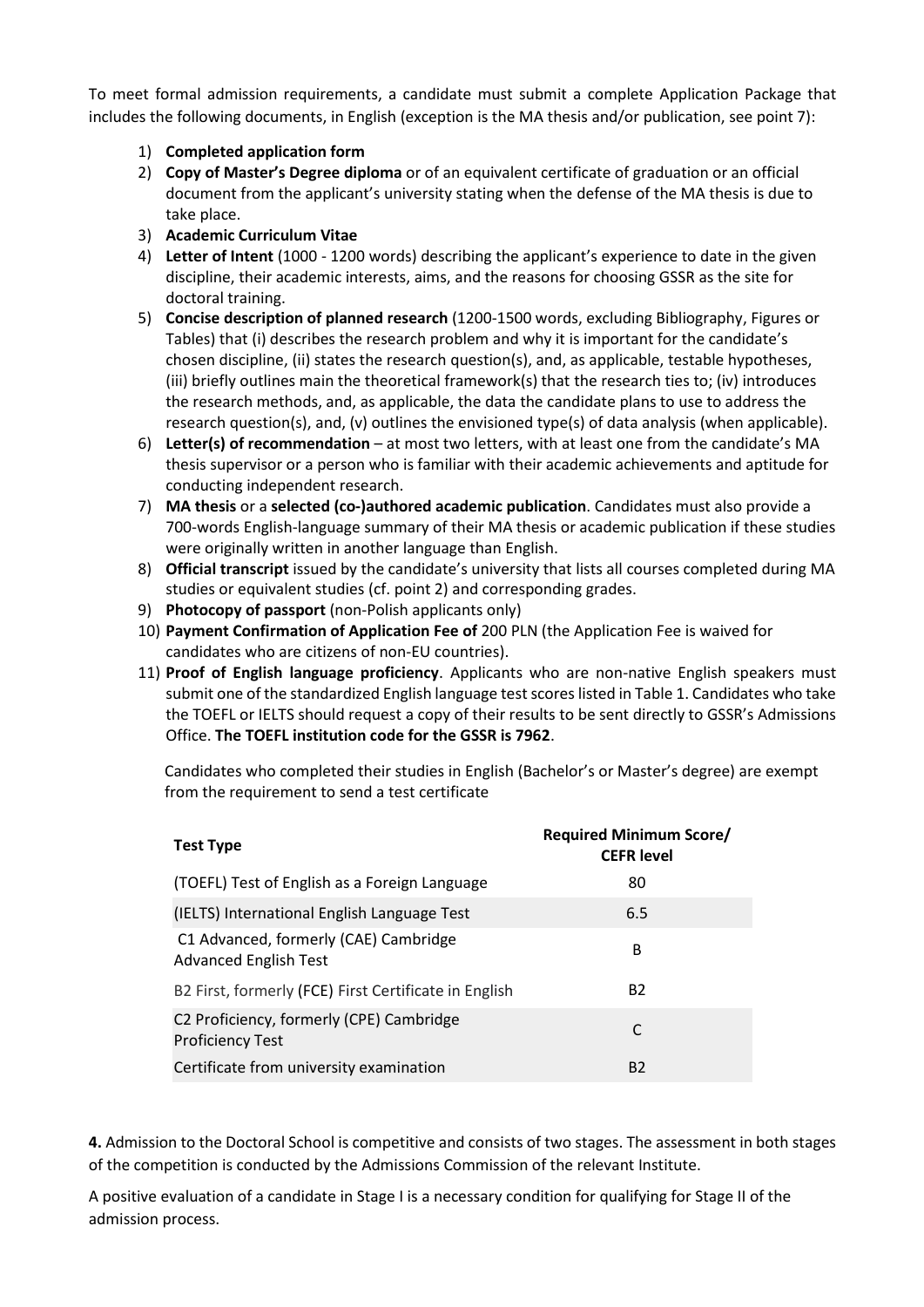To meet formal admission requirements, a candidate must submit a complete Application Package that includes the following documents, in English (exception is the MA thesis and/or publication, see point 7):

1) **Completed application form**
2) **Copy of Master's Degree diploma** or of an equivalent certificate of graduation or an official document from the applicant's university stating when the defense of the MA thesis is due to take place.
3) **Academic Curriculum Vitae**
4) **Letter of Intent** (1000 - 1200 words) describing the applicant's experience to date in the given discipline, their academic interests, aims, and the reasons for choosing GSSR as the site for doctoral training.
5) **Concise description of planned research** (1200-1500 words, excluding Bibliography, Figures or Tables) that (i) describes the research problem and why it is important for the candidate's chosen discipline, (ii) states the research question(s), and, as applicable, testable hypotheses, (iii) briefly outlines main the theoretical framework(s) that the research ties to; (iv) introduces the research methods, and, as applicable, the data the candidate plans to use to address the research question(s), and, (v) outlines the envisioned type(s) of data analysis (when applicable).
6) **Letter(s) of recommendation** – at most two letters, with at least one from the candidate's MA thesis supervisor or a person who is familiar with their academic achievements and aptitude for conducting independent research.
7) **MA thesis** or a **selected (co-)authored academic publication**. Candidates must also provide a 700-words English-language summary of their MA thesis or academic publication if these studies were originally written in another language than English.
8) **Official transcript** issued by the candidate's university that lists all courses completed during MA studies or equivalent studies (cf. point 2) and corresponding grades.
9) **Photocopy of passport** (non-Polish applicants only)
10) **Payment Confirmation of Application Fee of** 200 PLN (the Application Fee is waived for candidates who are citizens of non-EU countries).
11) **Proof of English language proficiency**. Applicants who are non-native English speakers must submit one of the standardized English language test scores listed in Table 1. Candidates who take the TOEFL or IELTS should request a copy of their results to be sent directly to GSSR's Admissions Office. **The TOEFL institution code for the GSSR is 7962**.

    Candidates who completed their studies in English (Bachelor's or Master's degree) are exempt from the requirement to send a test certificate

| Test Type | Required Minimum Score/ CEFR level |
|---|---|
| (TOEFL) Test of English as a Foreign Language | 80 |
| (IELTS) International English Language Test | 6.5 |
| C1 Advanced, formerly (CAE) Cambridge Advanced English Test | B |
| B2 First, formerly (FCE) First Certificate in English | B2 |
| C2 Proficiency, formerly (CPE) Cambridge Proficiency Test | C |
| Certificate from university examination | B2 |

**4.** Admission to the Doctoral School is competitive and consists of two stages. The assessment in both stages of the competition is conducted by the Admissions Commission of the relevant Institute.

A positive evaluation of a candidate in Stage I is a necessary condition for qualifying for Stage II of the admission process.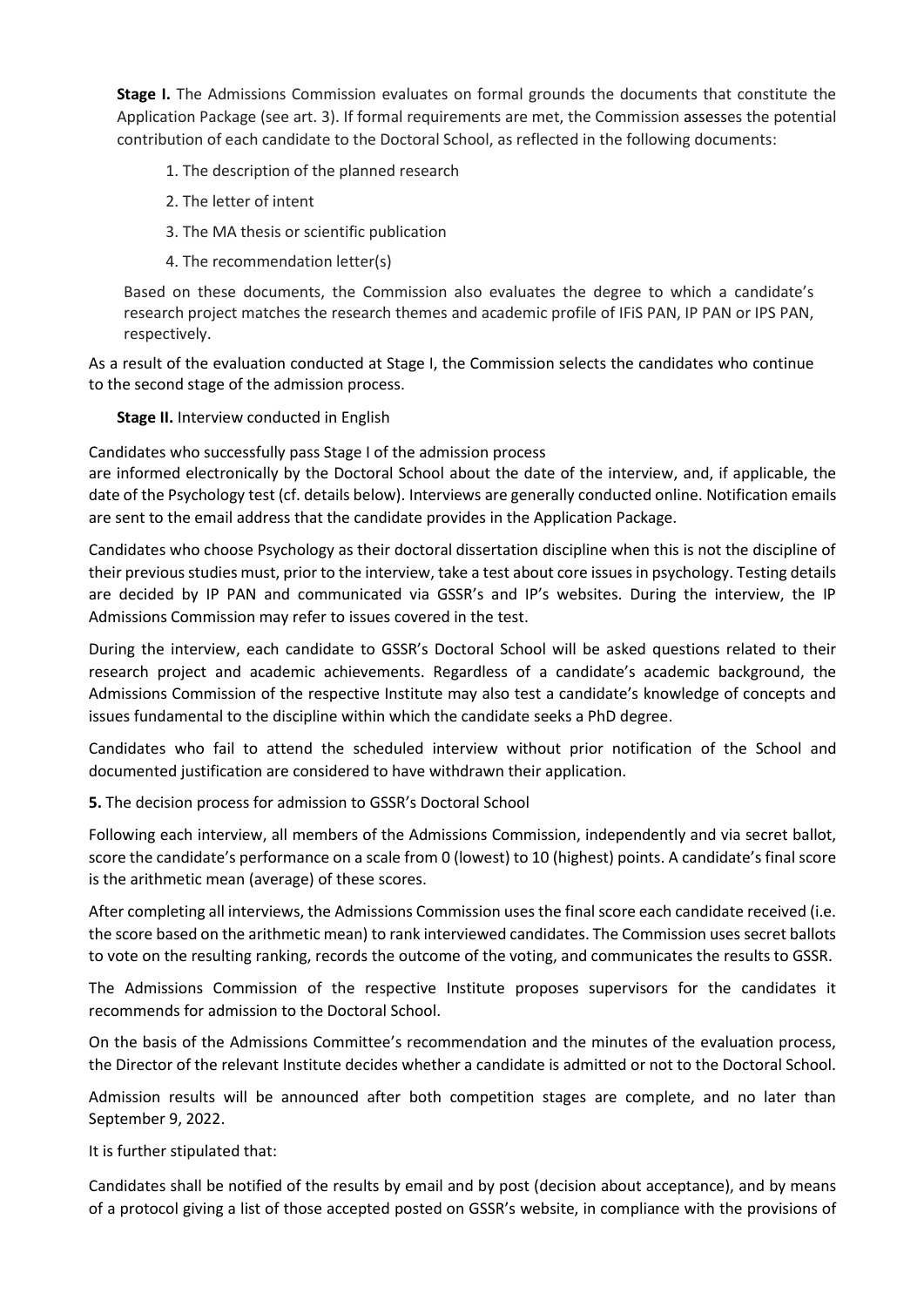**Stage I.** The Admissions Commission evaluates on formal grounds the documents that constitute the Application Package (see art. 3). If formal requirements are met, the Commission assesses the potential contribution of each candidate to the Doctoral School, as reflected in the following documents:

1. The description of the planned research
2. The letter of intent
3. The MA thesis or scientific publication
4. The recommendation letter(s)

Based on these documents, the Commission also evaluates the degree to which a candidate's research project matches the research themes and academic profile of IFiS PAN, IP PAN or IPS PAN, respectively.

As a result of the evaluation conducted at Stage I, the Commission selects the candidates who continue to the second stage of the admission process.

**Stage II.** Interview conducted in English

Candidates who successfully pass Stage I of the admission process are informed electronically by the Doctoral School about the date of the interview, and, if applicable, the date of the Psychology test (cf. details below). Interviews are generally conducted online. Notification emails are sent to the email address that the candidate provides in the Application Package.

Candidates who choose Psychology as their doctoral dissertation discipline when this is not the discipline of their previous studies must, prior to the interview, take a test about core issues in psychology. Testing details are decided by IP PAN and communicated via GSSR's and IP's websites. During the interview, the IP Admissions Commission may refer to issues covered in the test.

During the interview, each candidate to GSSR's Doctoral School will be asked questions related to their research project and academic achievements. Regardless of a candidate's academic background, the Admissions Commission of the respective Institute may also test a candidate's knowledge of concepts and issues fundamental to the discipline within which the candidate seeks a PhD degree.

Candidates who fail to attend the scheduled interview without prior notification of the School and documented justification are considered to have withdrawn their application.

**5.** The decision process for admission to GSSR's Doctoral School

Following each interview, all members of the Admissions Commission, independently and via secret ballot, score the candidate's performance on a scale from 0 (lowest) to 10 (highest) points. A candidate's final score is the arithmetic mean (average) of these scores.

After completing all interviews, the Admissions Commission uses the final score each candidate received (i.e. the score based on the arithmetic mean) to rank interviewed candidates. The Commission uses secret ballots to vote on the resulting ranking, records the outcome of the voting, and communicates the results to GSSR.

The Admissions Commission of the respective Institute proposes supervisors for the candidates it recommends for admission to the Doctoral School.

On the basis of the Admissions Committee's recommendation and the minutes of the evaluation process, the Director of the relevant Institute decides whether a candidate is admitted or not to the Doctoral School.

Admission results will be announced after both competition stages are complete, and no later than September 9, 2022.

It is further stipulated that:

Candidates shall be notified of the results by email and by post (decision about acceptance), and by means of a protocol giving a list of those accepted posted on GSSR's website, in compliance with the provisions of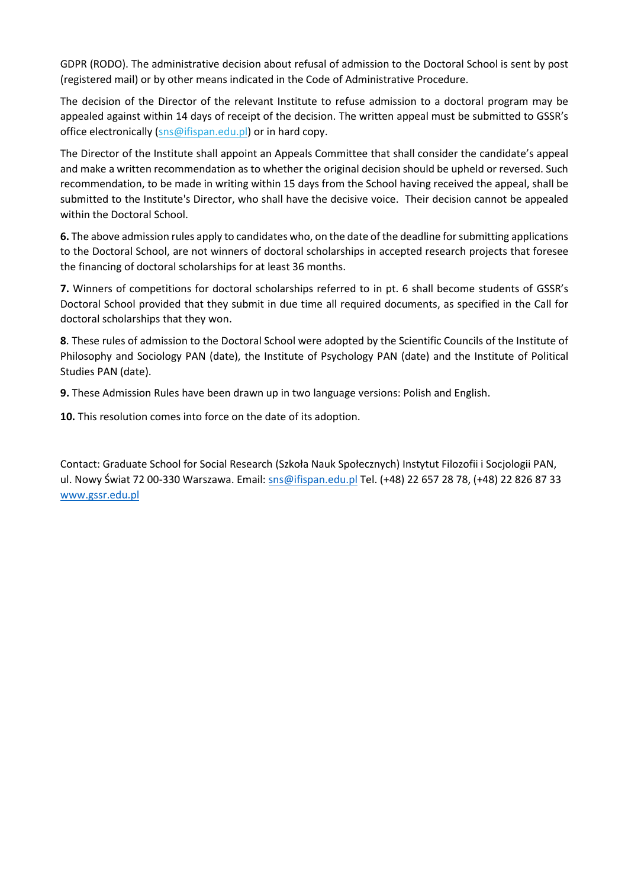GDPR (RODO). The administrative decision about refusal of admission to the Doctoral School is sent by post (registered mail) or by other means indicated in the Code of Administrative Procedure.

The decision of the Director of the relevant Institute to refuse admission to a doctoral program may be appealed against within 14 days of receipt of the decision. The written appeal must be submitted to GSSR's office electronically (sns@ifispan.edu.pl) or in hard copy.

The Director of the Institute shall appoint an Appeals Committee that shall consider the candidate's appeal and make a written recommendation as to whether the original decision should be upheld or reversed. Such recommendation, to be made in writing within 15 days from the School having received the appeal, shall be submitted to the Institute's Director, who shall have the decisive voice. Their decision cannot be appealed within the Doctoral School.

**6.** The above admission rules apply to candidates who, on the date of the deadline for submitting applications to the Doctoral School, are not winners of doctoral scholarships in accepted research projects that foresee the financing of doctoral scholarships for at least 36 months.

**7.** Winners of competitions for doctoral scholarships referred to in pt. 6 shall become students of GSSR's Doctoral School provided that they submit in due time all required documents, as specified in the Call for doctoral scholarships that they won.

**8**. These rules of admission to the Doctoral School were adopted by the Scientific Councils of the Institute of Philosophy and Sociology PAN (date), the Institute of Psychology PAN (date) and the Institute of Political Studies PAN (date).

**9.** These Admission Rules have been drawn up in two language versions: Polish and English.

**10.** This resolution comes into force on the date of its adoption.

Contact: Graduate School for Social Research (Szkoła Nauk Społecznych) Instytut Filozofii i Socjologii PAN, ul. Nowy Świat 72 00-330 Warszawa. Email: sns@ifispan.edu.pl Tel. (+48) 22 657 28 78, (+48) 22 826 87 33 www.gssr.edu.pl